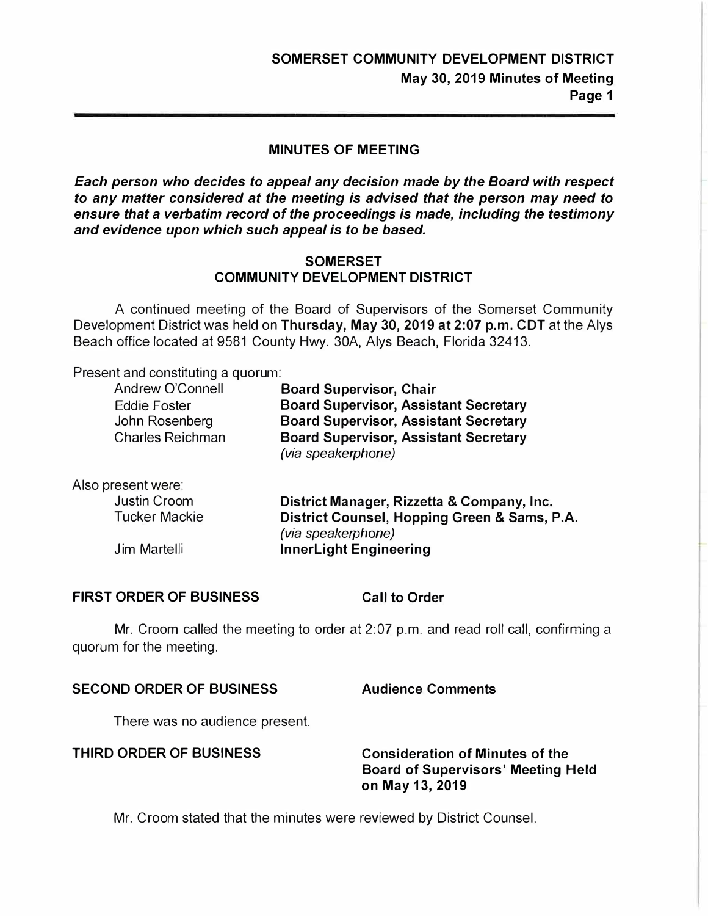## MINUTES OF MEETING

***Each person who decides to appeal any decision made by the Board with respect to any matter considered at the meeting is advised that the person may need to ensure that a verbatim record of the proceedings is made, including the testimony and evidence upon which such appeal is to be based.***

## SOMERSET
## COMMUNITY DEVELOPMENT DISTRICT

A continued meeting of the Board of Supervisors of the Somerset Community Development District was held on **Thursday, May 30, 2019 at 2:07 p.m. CDT** at the Alys Beach office located at 9581 County Hwy. 30A, Alys Beach, Florida 32413.

Present and constituting a quorum:

| | |
|---|---|
| Andrew O'Connell | **Board Supervisor, Chair** |
| Eddie Foster | **Board Supervisor, Assistant Secretary** |
| John Rosenberg | **Board Supervisor, Assistant Secretary** |
| Charles Reichman | **Board Supervisor, Assistant Secretary** *(via speakerphone)* |

Also present were:

| | |
|---|---|
| Justin Croom | **District Manager, Rizzetta & Company, Inc.** |
| Tucker Mackie | **District Counsel, Hopping Green & Sams, P.A.** *(via speakerphone)* |
| Jim Martelli | **InnerLight Engineering** |

**FIRST ORDER OF BUSINESS** **Call to Order**

Mr. Croom called the meeting to order at 2:07 p.m. and read roll call, confirming a quorum for the meeting.

**SECOND ORDER OF BUSINESS** **Audience Comments**

There was no audience present.

**THIRD ORDER OF BUSINESS** **Consideration of Minutes of the Board of Supervisors' Meeting Held on May 13, 2019**

Mr. Croom stated that the minutes were reviewed by District Counsel.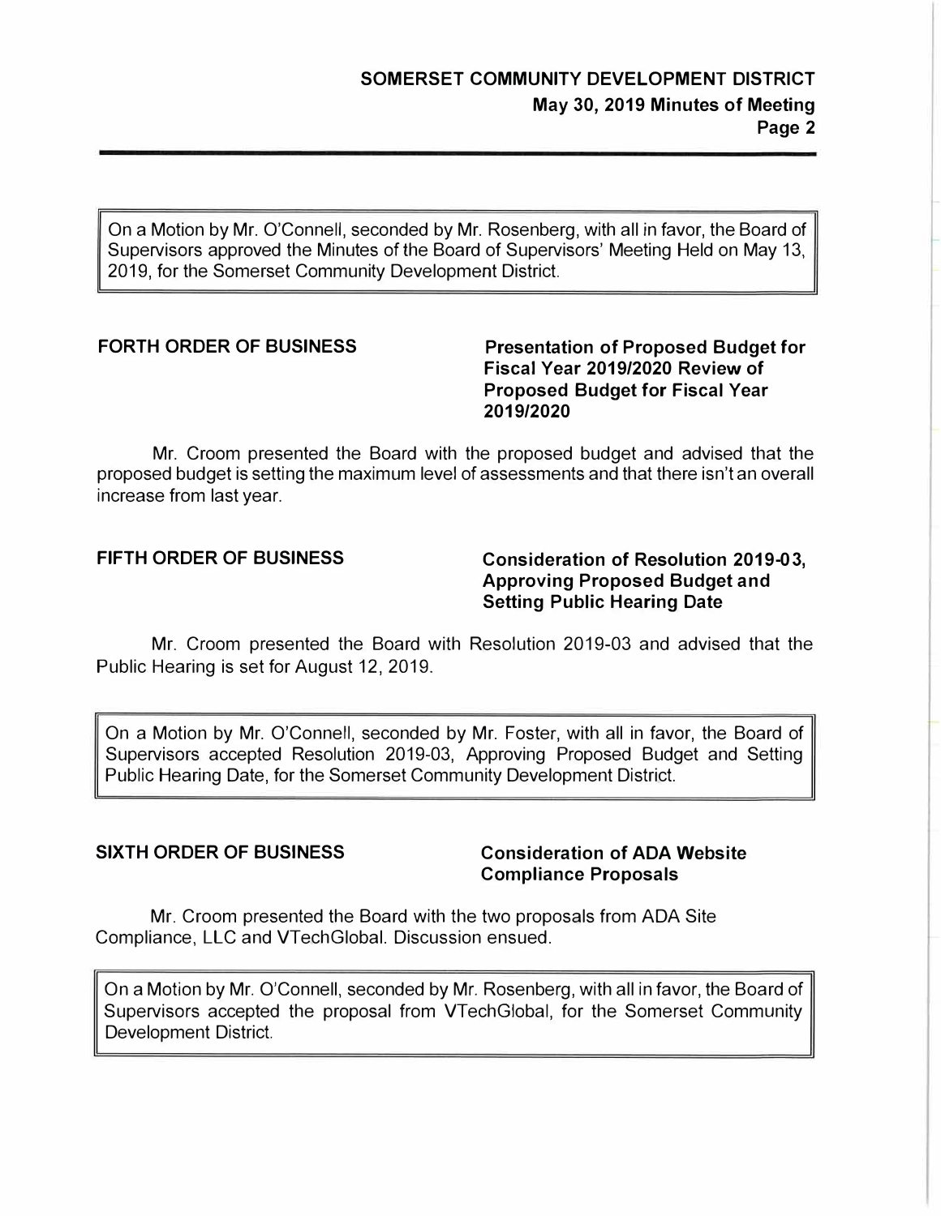On a Motion by Mr. O'Connell, seconded by Mr. Rosenberg, with all in favor, the Board of Supervisors approved the Minutes of the Board of Supervisors' Meeting Held on May 13, 2019, for the Somerset Community Development District.

**FORTH ORDER OF BUSINESS** — **Presentation of Proposed Budget for Fiscal Year 2019/2020 Review of Proposed Budget for Fiscal Year 2019/2020**

Mr. Croom presented the Board with the proposed budget and advised that the proposed budget is setting the maximum level of assessments and that there isn't an overall increase from last year.

**FIFTH ORDER OF BUSINESS** — **Consideration of Resolution 2019-03, Approving Proposed Budget and Setting Public Hearing Date**

Mr. Croom presented the Board with Resolution 2019-03 and advised that the Public Hearing is set for August 12, 2019.

On a Motion by Mr. O'Connell, seconded by Mr. Foster, with all in favor, the Board of Supervisors accepted Resolution 2019-03, Approving Proposed Budget and Setting Public Hearing Date, for the Somerset Community Development District.

**SIXTH ORDER OF BUSINESS** — **Consideration of ADA Website Compliance Proposals**

Mr. Croom presented the Board with the two proposals from ADA Site Compliance, LLC and VTechGlobal. Discussion ensued.

On a Motion by Mr. O'Connell, seconded by Mr. Rosenberg, with all in favor, the Board of Supervisors accepted the proposal from VTechGlobal, for the Somerset Community Development District.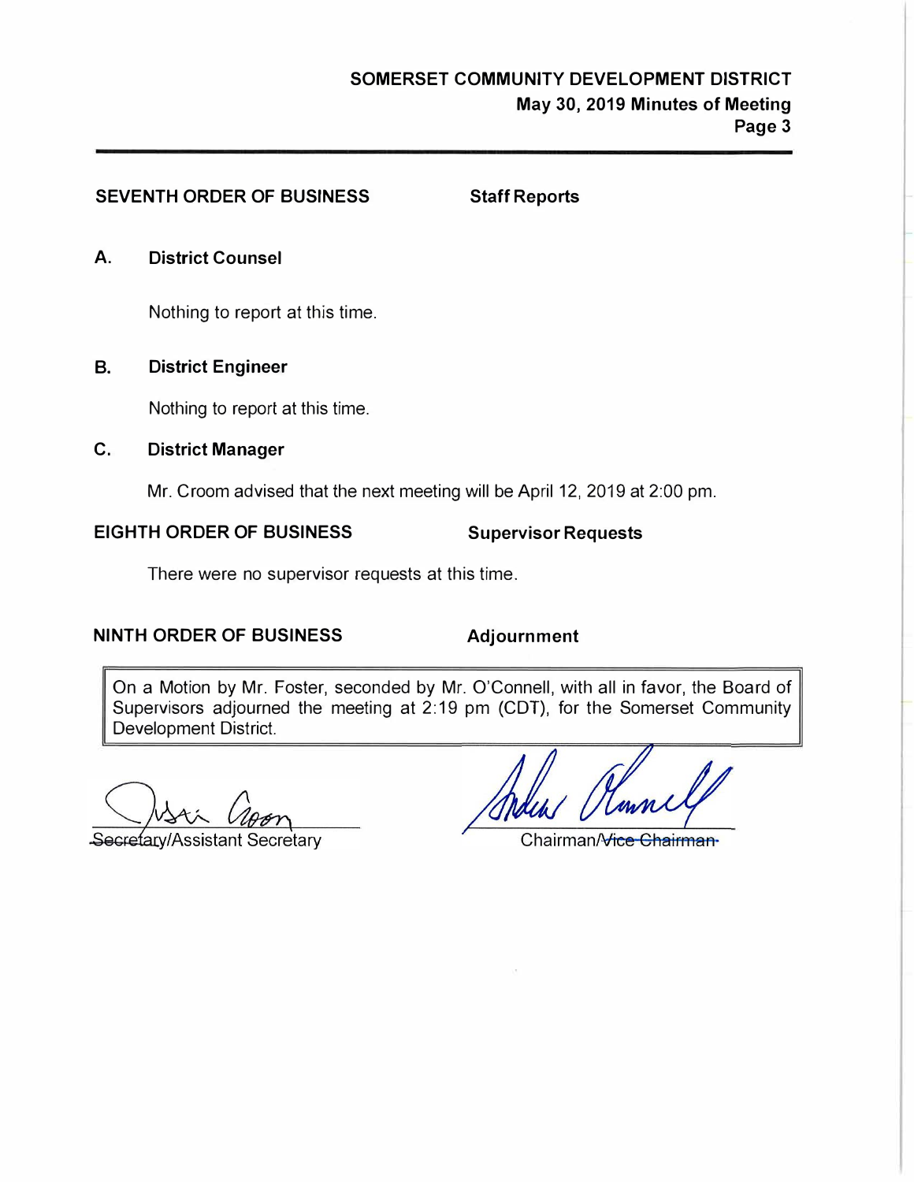**SEVENTH ORDER OF BUSINESS** **Staff Reports**

**A. District Counsel**

Nothing to report at this time.

**B. District Engineer**

Nothing to report at this time.

**C. District Manager**

Mr. Croom advised that the next meeting will be April 12, 2019 at 2:00 pm.

**EIGHTH ORDER OF BUSINESS** **Supervisor Requests**

There were no supervisor requests at this time.

**NINTH ORDER OF BUSINESS** **Adjournment**

| |
|---|
| On a Motion by Mr. Foster, seconded by Mr. O'Connell, with all in favor, the Board of Supervisors adjourned the meeting at 2:19 pm (CDT), for the Somerset Community Development District. |

~~Secretary~~/Assistant Secretary

Chairman/~~Vice Chairman~~